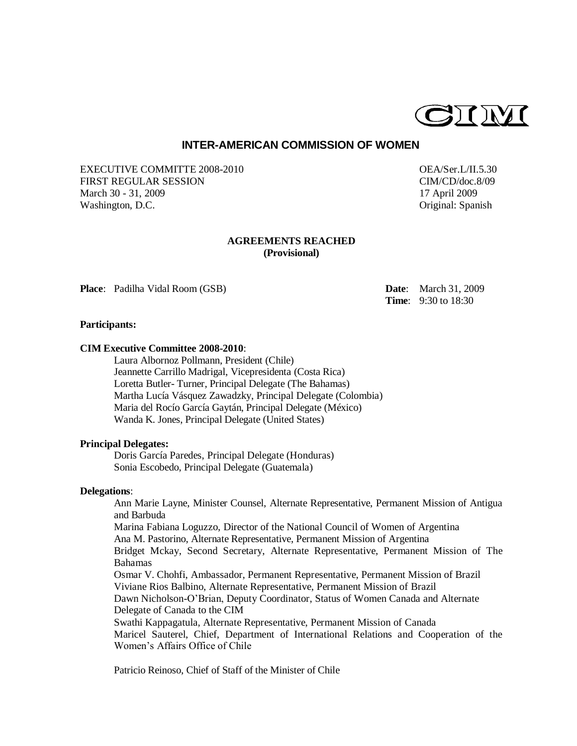CIM

# INTER-AMERICAN COMMISSION OF WOMEN

EXECUTIVE COMMITTE 2008-2010
FIRST REGULAR SESSION
March 30 - 31, 2009
Washington, D.C.

OEA/Ser.L/II.5.30
CIM/CD/doc.8/09
17 April 2009
Original: Spanish

## AGREEMENTS REACHED
**(Provisional)**

**Place**: Padilha Vidal Room (GSB)

**Date**: March 31, 2009
**Time**: 9:30 to 18:30

**Participants:**

**CIM Executive Committee 2008-2010**:

Laura Albornoz Pollmann, President (Chile)
Jeannette Carrillo Madrigal, Vicepresidenta (Costa Rica)
Loretta Butler- Turner, Principal Delegate (The Bahamas)
Martha Lucía Vásquez Zawadzky, Principal Delegate (Colombia)
Maria del Rocío García Gaytán, Principal Delegate (México)
Wanda K. Jones, Principal Delegate (United States)

**Principal Delegates:**

Doris García Paredes, Principal Delegate (Honduras)
Sonia Escobedo, Principal Delegate (Guatemala)

**Delegations**:

Ann Marie Layne, Minister Counsel, Alternate Representative, Permanent Mission of Antigua and Barbuda
Marina Fabiana Loguzzo, Director of the National Council of Women of Argentina
Ana M. Pastorino, Alternate Representative, Permanent Mission of Argentina
Bridget Mckay, Second Secretary, Alternate Representative, Permanent Mission of The Bahamas
Osmar V. Chohfi, Ambassador, Permanent Representative, Permanent Mission of Brazil
Viviane Rios Balbino, Alternate Representative, Permanent Mission of Brazil
Dawn Nicholson-O'Brian, Deputy Coordinator, Status of Women Canada and Alternate Delegate of Canada to the CIM
Swathi Kappagatula, Alternate Representative, Permanent Mission of Canada
Maricel Sauterel, Chief, Department of International Relations and Cooperation of the Women's Affairs Office of Chile

Patricio Reinoso, Chief of Staff of the Minister of Chile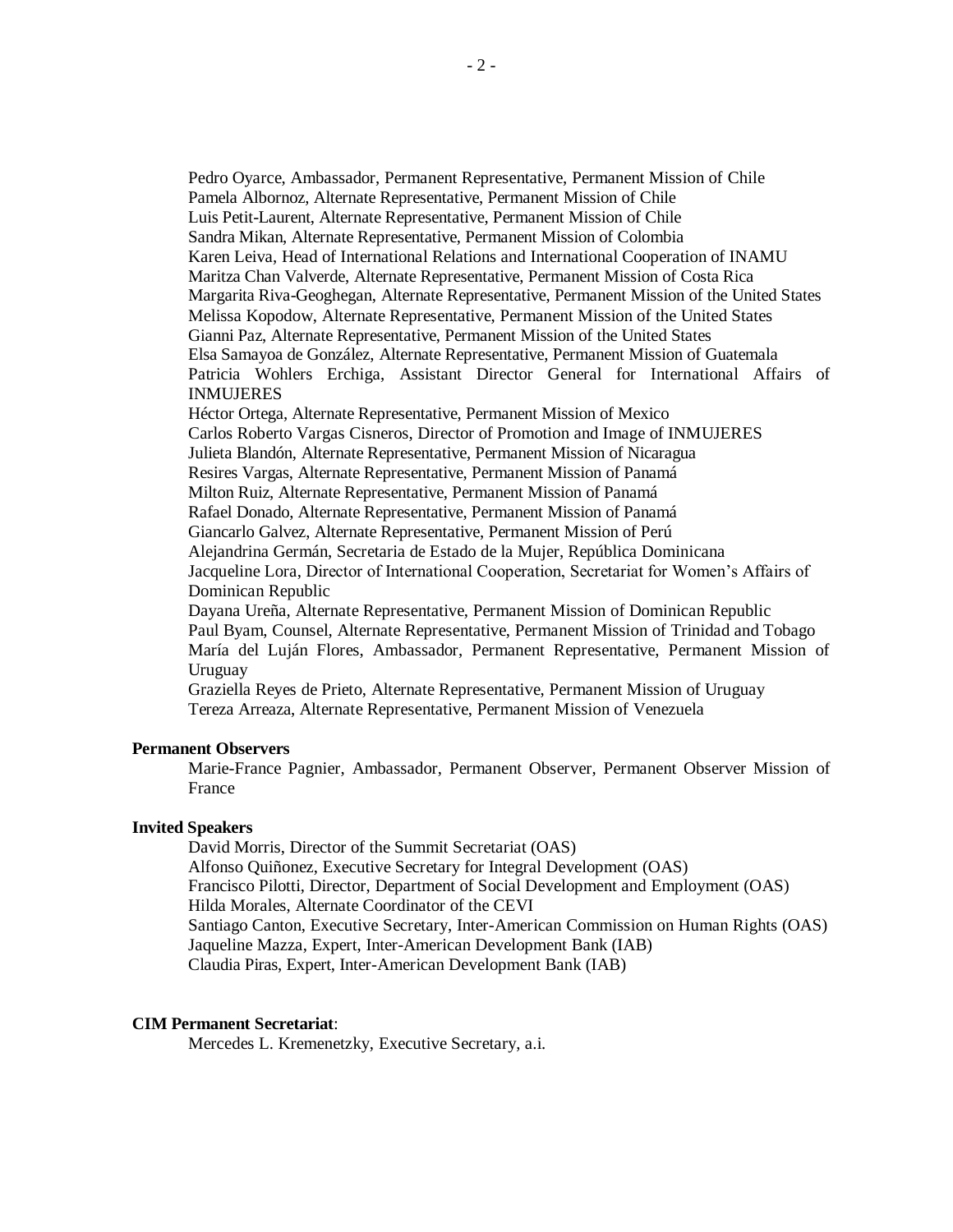Pedro Oyarce, Ambassador, Permanent Representative, Permanent Mission of Chile
Pamela Albornoz, Alternate Representative, Permanent Mission of Chile
Luis Petit-Laurent, Alternate Representative, Permanent Mission of Chile
Sandra Mikan, Alternate Representative, Permanent Mission of Colombia
Karen Leiva, Head of International Relations and International Cooperation of INAMU
Maritza Chan Valverde, Alternate Representative, Permanent Mission of Costa Rica
Margarita Riva-Geoghegan, Alternate Representative, Permanent Mission of the United States
Melissa Kopodow, Alternate Representative, Permanent Mission of the United States
Gianni Paz, Alternate Representative, Permanent Mission of the United States
Elsa Samayoa de González, Alternate Representative, Permanent Mission of Guatemala
Patricia Wohlers Erchiga, Assistant Director General for International Affairs of INMUJERES
Héctor Ortega, Alternate Representative, Permanent Mission of Mexico
Carlos Roberto Vargas Cisneros, Director of Promotion and Image of INMUJERES
Julieta Blandón, Alternate Representative, Permanent Mission of Nicaragua
Resires Vargas, Alternate Representative, Permanent Mission of Panamá
Milton Ruiz, Alternate Representative, Permanent Mission of Panamá
Rafael Donado, Alternate Representative, Permanent Mission of Panamá
Giancarlo Galvez, Alternate Representative, Permanent Mission of Perú
Alejandrina Germán, Secretaria de Estado de la Mujer, República Dominicana
Jacqueline Lora, Director of International Cooperation, Secretariat for Women's Affairs of Dominican Republic
Dayana Ureña, Alternate Representative, Permanent Mission of Dominican Republic
Paul Byam, Counsel, Alternate Representative, Permanent Mission of Trinidad and Tobago
María del Luján Flores, Ambassador, Permanent Representative, Permanent Mission of Uruguay
Graziella Reyes de Prieto, Alternate Representative, Permanent Mission of Uruguay
Tereza Arreaza, Alternate Representative, Permanent Mission of Venezuela

**Permanent Observers**

Marie-France Pagnier, Ambassador, Permanent Observer, Permanent Observer Mission of France

**Invited Speakers**

David Morris, Director of the Summit Secretariat (OAS)
Alfonso Quiñonez, Executive Secretary for Integral Development (OAS)
Francisco Pilotti, Director, Department of Social Development and Employment (OAS)
Hilda Morales, Alternate Coordinator of the CEVI
Santiago Canton, Executive Secretary, Inter-American Commission on Human Rights (OAS)
Jaqueline Mazza, Expert, Inter-American Development Bank (IAB)
Claudia Piras, Expert, Inter-American Development Bank (IAB)

**CIM Permanent Secretariat**:

Mercedes L. Kremenetzky, Executive Secretary, a.i.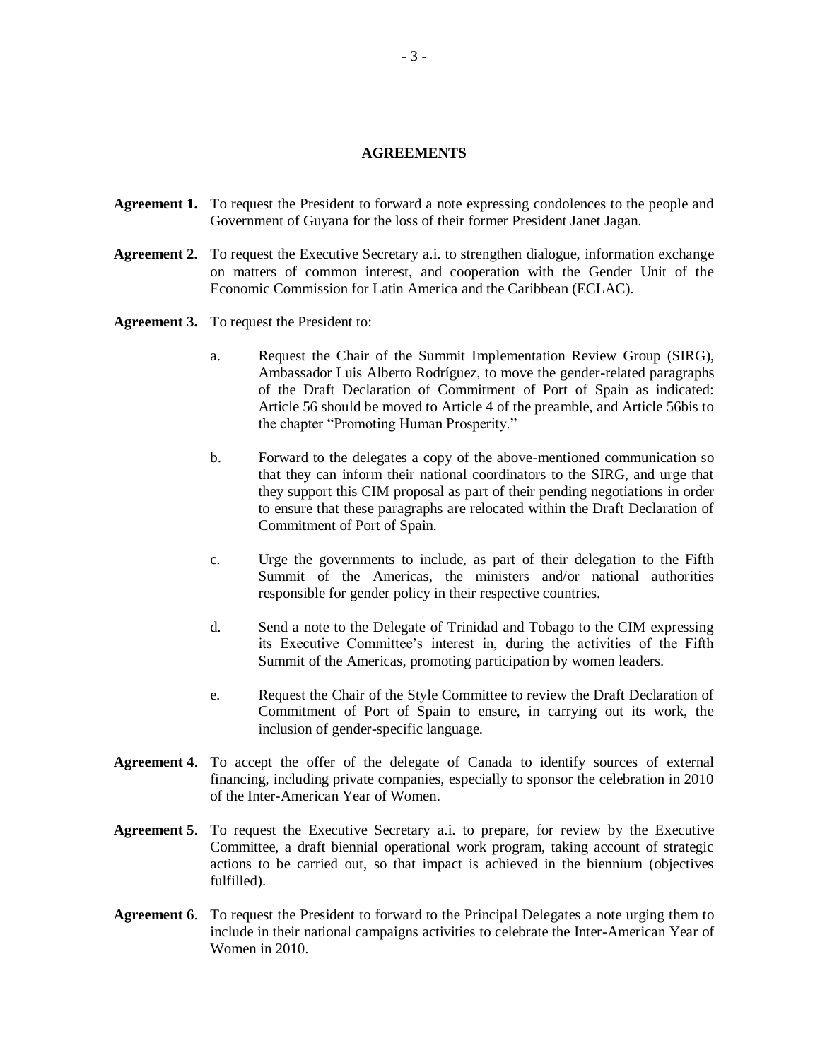## AGREEMENTS

**Agreement 1.** To request the President to forward a note expressing condolences to the people and Government of Guyana for the loss of their former President Janet Jagan.

**Agreement 2.** To request the Executive Secretary a.i. to strengthen dialogue, information exchange on matters of common interest, and cooperation with the Gender Unit of the Economic Commission for Latin America and the Caribbean (ECLAC).

**Agreement 3.** To request the President to:

a. Request the Chair of the Summit Implementation Review Group (SIRG), Ambassador Luis Alberto Rodríguez, to move the gender-related paragraphs of the Draft Declaration of Commitment of Port of Spain as indicated: Article 56 should be moved to Article 4 of the preamble, and Article 56bis to the chapter "Promoting Human Prosperity."

b. Forward to the delegates a copy of the above-mentioned communication so that they can inform their national coordinators to the SIRG, and urge that they support this CIM proposal as part of their pending negotiations in order to ensure that these paragraphs are relocated within the Draft Declaration of Commitment of Port of Spain.

c. Urge the governments to include, as part of their delegation to the Fifth Summit of the Americas, the ministers and/or national authorities responsible for gender policy in their respective countries.

d. Send a note to the Delegate of Trinidad and Tobago to the CIM expressing its Executive Committee's interest in, during the activities of the Fifth Summit of the Americas, promoting participation by women leaders.

e. Request the Chair of the Style Committee to review the Draft Declaration of Commitment of Port of Spain to ensure, in carrying out its work, the inclusion of gender-specific language.

**Agreement 4**. To accept the offer of the delegate of Canada to identify sources of external financing, including private companies, especially to sponsor the celebration in 2010 of the Inter-American Year of Women.

**Agreement 5**. To request the Executive Secretary a.i. to prepare, for review by the Executive Committee, a draft biennial operational work program, taking account of strategic actions to be carried out, so that impact is achieved in the biennium (objectives fulfilled).

**Agreement 6**. To request the President to forward to the Principal Delegates a note urging them to include in their national campaigns activities to celebrate the Inter-American Year of Women in 2010.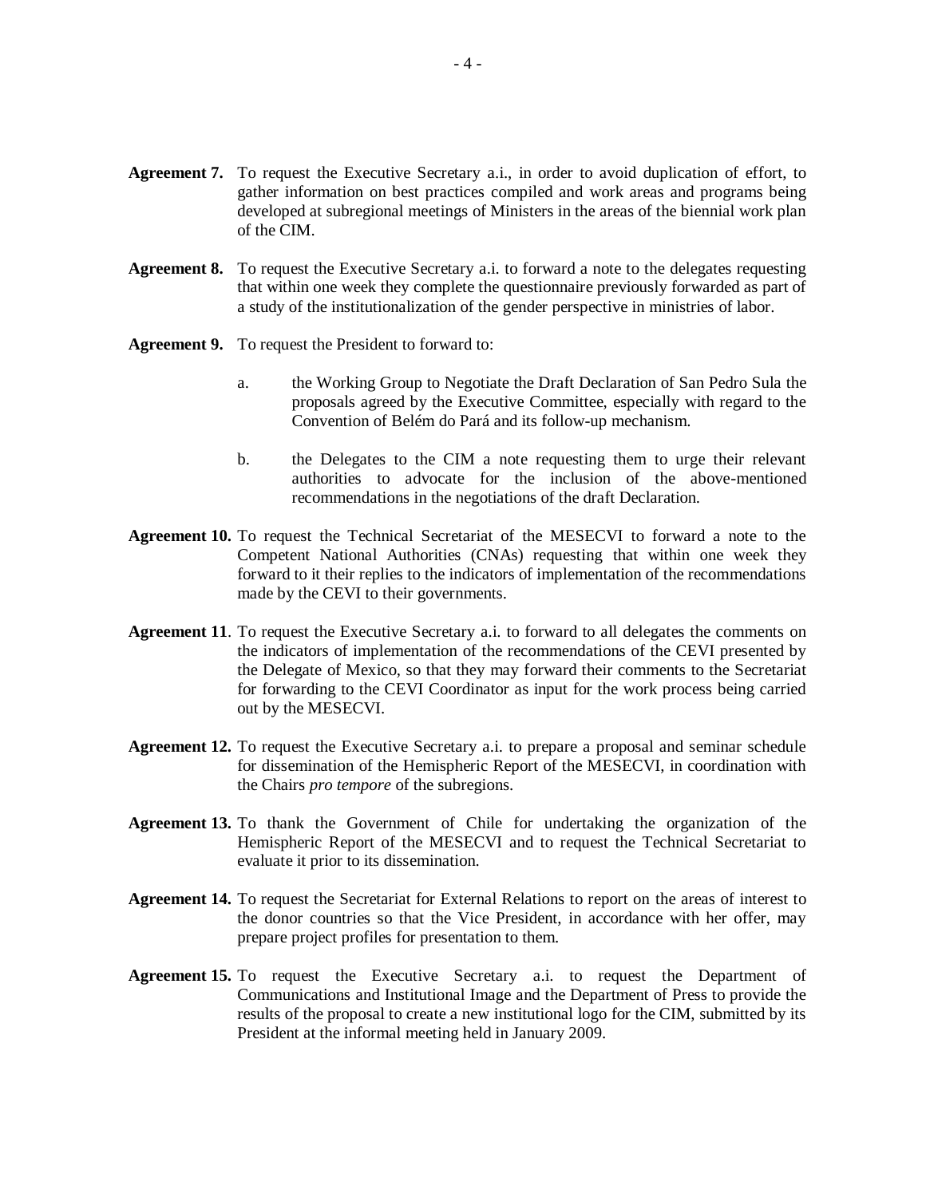**Agreement 7.** To request the Executive Secretary a.i., in order to avoid duplication of effort, to gather information on best practices compiled and work areas and programs being developed at subregional meetings of Ministers in the areas of the biennial work plan of the CIM.

**Agreement 8.** To request the Executive Secretary a.i. to forward a note to the delegates requesting that within one week they complete the questionnaire previously forwarded as part of a study of the institutionalization of the gender perspective in ministries of labor.

**Agreement 9.** To request the President to forward to:

a. the Working Group to Negotiate the Draft Declaration of San Pedro Sula the proposals agreed by the Executive Committee, especially with regard to the Convention of Belém do Pará and its follow-up mechanism.

b. the Delegates to the CIM a note requesting them to urge their relevant authorities to advocate for the inclusion of the above-mentioned recommendations in the negotiations of the draft Declaration.

**Agreement 10.** To request the Technical Secretariat of the MESECVI to forward a note to the Competent National Authorities (CNAs) requesting that within one week they forward to it their replies to the indicators of implementation of the recommendations made by the CEVI to their governments.

**Agreement 11**. To request the Executive Secretary a.i. to forward to all delegates the comments on the indicators of implementation of the recommendations of the CEVI presented by the Delegate of Mexico, so that they may forward their comments to the Secretariat for forwarding to the CEVI Coordinator as input for the work process being carried out by the MESECVI.

**Agreement 12.** To request the Executive Secretary a.i. to prepare a proposal and seminar schedule for dissemination of the Hemispheric Report of the MESECVI, in coordination with the Chairs *pro tempore* of the subregions.

**Agreement 13.** To thank the Government of Chile for undertaking the organization of the Hemispheric Report of the MESECVI and to request the Technical Secretariat to evaluate it prior to its dissemination.

**Agreement 14.** To request the Secretariat for External Relations to report on the areas of interest to the donor countries so that the Vice President, in accordance with her offer, may prepare project profiles for presentation to them.

**Agreement 15.** To request the Executive Secretary a.i. to request the Department of Communications and Institutional Image and the Department of Press to provide the results of the proposal to create a new institutional logo for the CIM, submitted by its President at the informal meeting held in January 2009.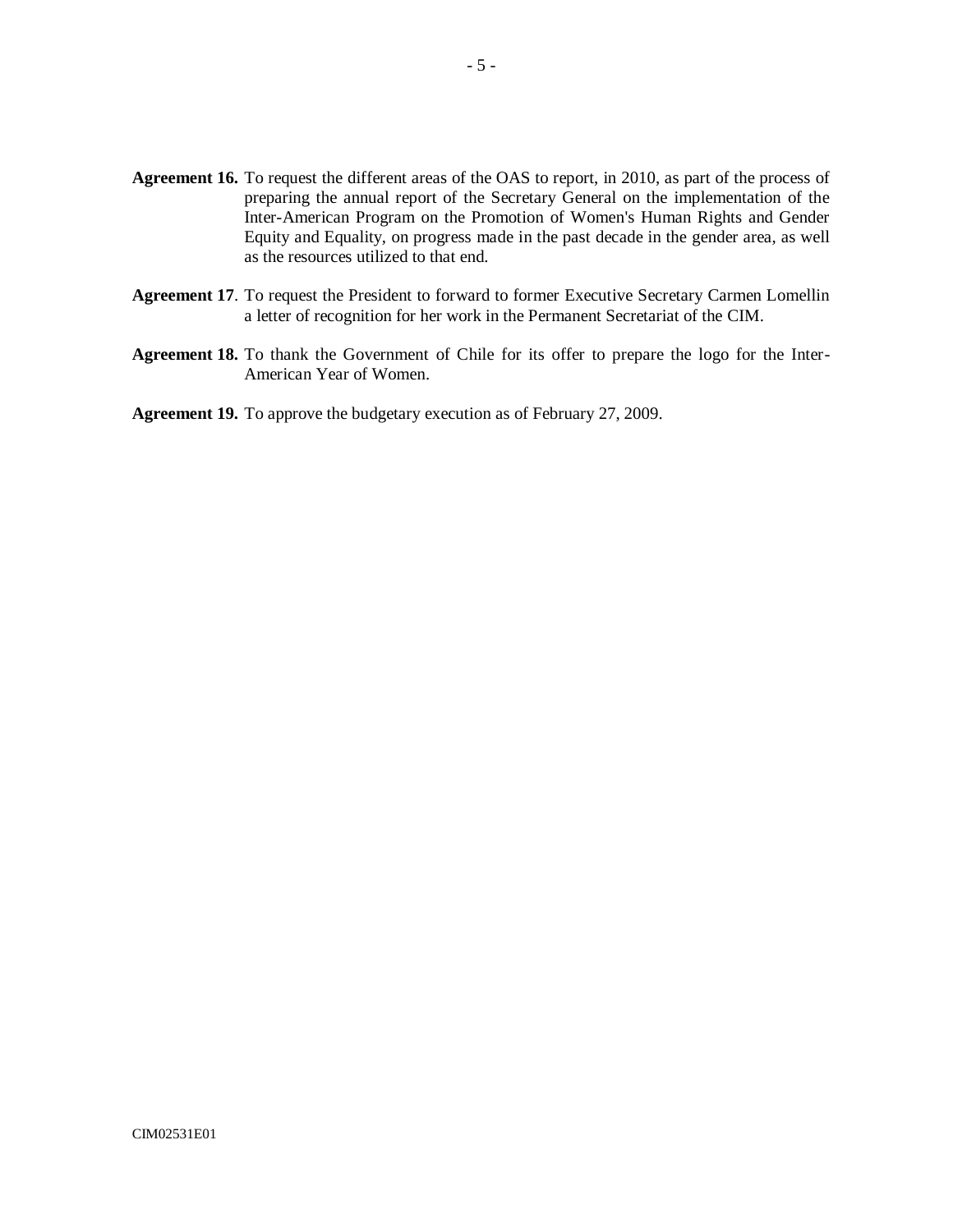**Agreement 16.** To request the different areas of the OAS to report, in 2010, as part of the process of preparing the annual report of the Secretary General on the implementation of the Inter-American Program on the Promotion of Women's Human Rights and Gender Equity and Equality, on progress made in the past decade in the gender area, as well as the resources utilized to that end.

**Agreement 17**. To request the President to forward to former Executive Secretary Carmen Lomellin a letter of recognition for her work in the Permanent Secretariat of the CIM.

**Agreement 18.** To thank the Government of Chile for its offer to prepare the logo for the Inter-American Year of Women.

**Agreement 19.** To approve the budgetary execution as of February 27, 2009.